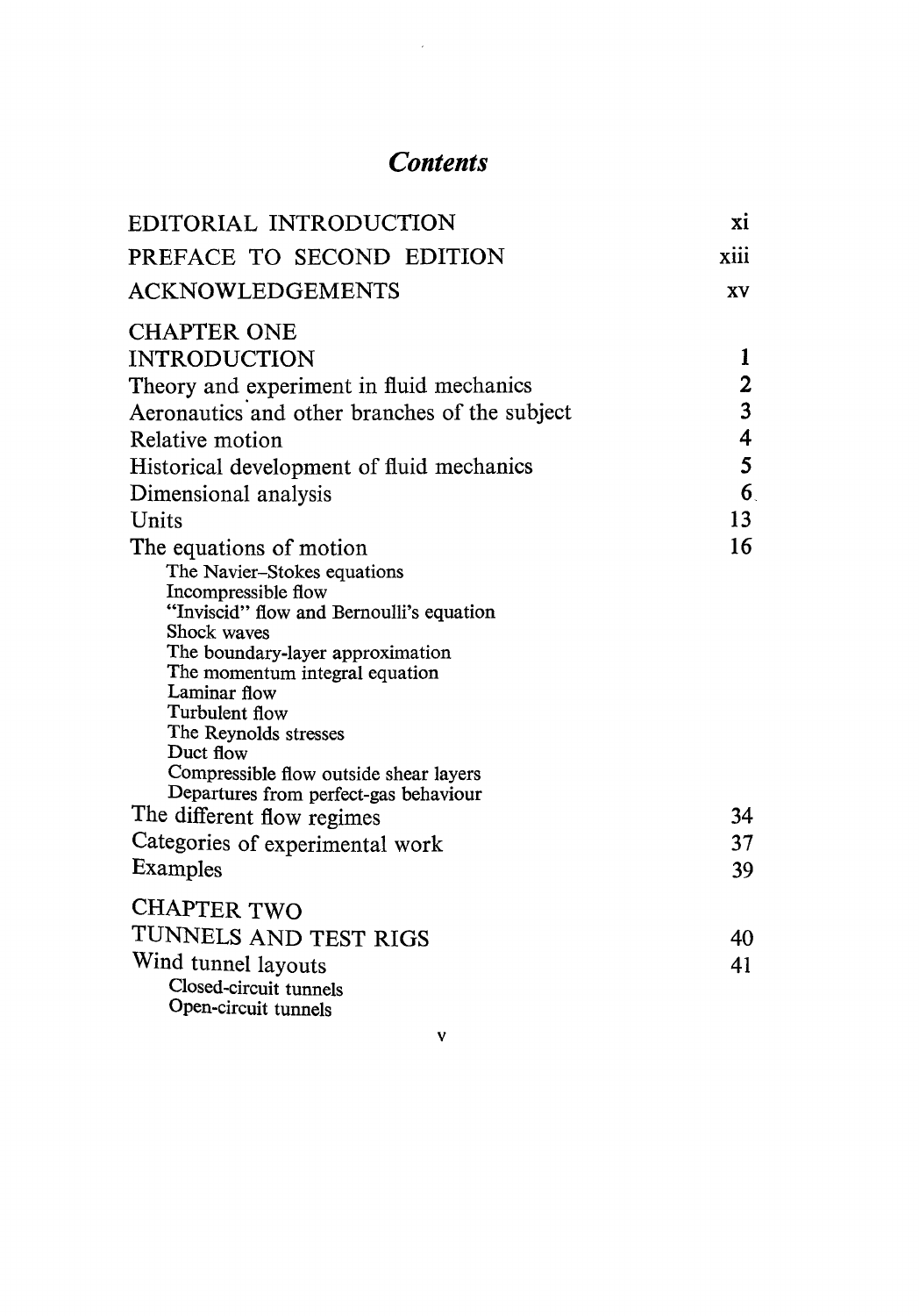# *Contents*

| | |
|---|---|
| EDITORIAL INTRODUCTION | xi |
| PREFACE TO SECOND EDITION | xiii |
| ACKNOWLEDGEMENTS | xv |
| CHAPTER ONE | |
| INTRODUCTION | 1 |
| Theory and experiment in fluid mechanics | 2 |
| Aeronautics and other branches of the subject | 3 |
| Relative motion | 4 |
| Historical development of fluid mechanics | 5 |
| Dimensional analysis | 6 |
| Units | 13 |
| The equations of motion | 16 |
| The Navier–Stokes equations | |
| Incompressible flow | |
| "Inviscid" flow and Bernoulli's equation | |
| Shock waves | |
| The boundary-layer approximation | |
| The momentum integral equation | |
| Laminar flow | |
| Turbulent flow | |
| The Reynolds stresses | |
| Duct flow | |
| Compressible flow outside shear layers | |
| Departures from perfect-gas behaviour | |
| The different flow regimes | 34 |
| Categories of experimental work | 37 |
| Examples | 39 |
| CHAPTER TWO | |
| TUNNELS AND TEST RIGS | 40 |
| Wind tunnel layouts | 41 |
| Closed-circuit tunnels | |
| Open-circuit tunnels | |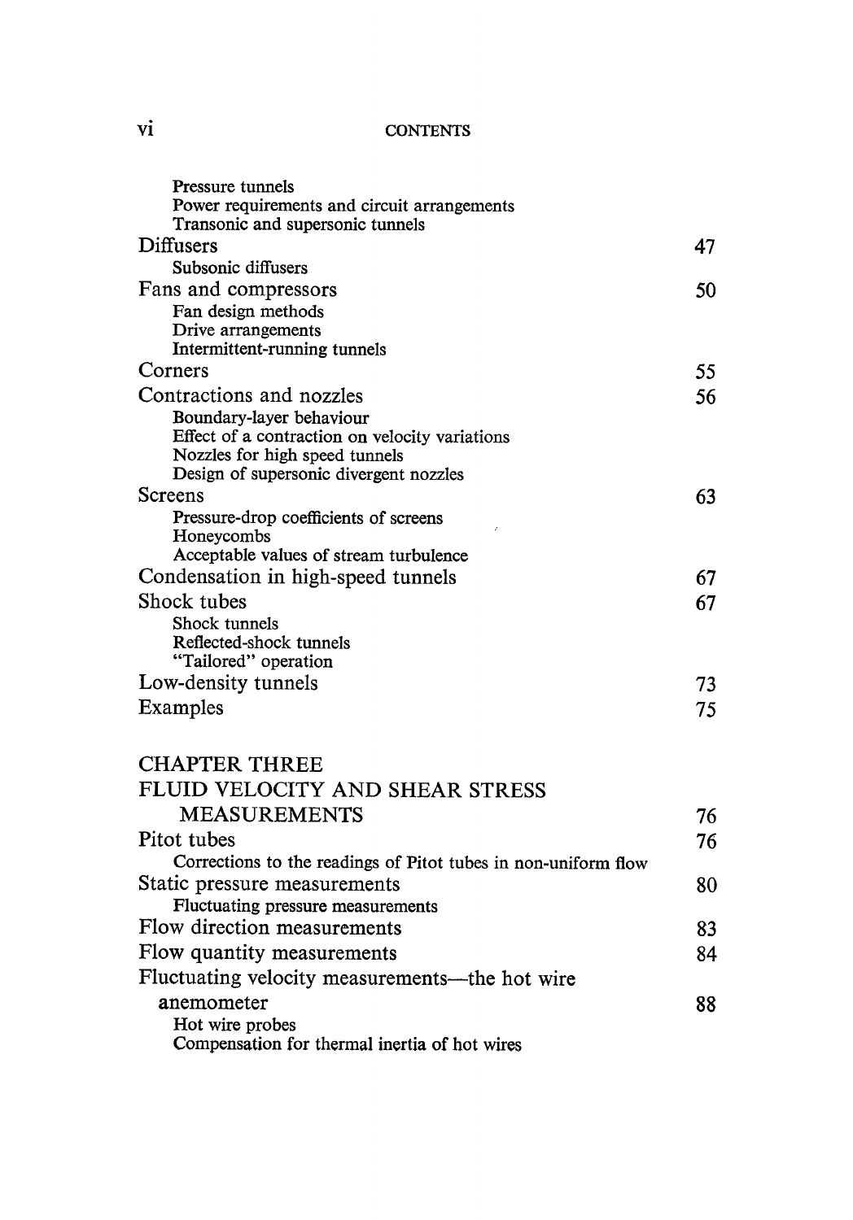Pressure tunnels
Power requirements and circuit arrangements
Transonic and supersonic tunnels

Diffusers 47
Subsonic diffusers

Fans and compressors 50
Fan design methods
Drive arrangements
Intermittent-running tunnels

Corners 55

Contractions and nozzles 56
Boundary-layer behaviour
Effect of a contraction on velocity variations
Nozzles for high speed tunnels
Design of supersonic divergent nozzles

Screens 63
Pressure-drop coefficients of screens
Honeycombs
Acceptable values of stream turbulence

Condensation in high-speed tunnels 67

Shock tubes 67
Shock tunnels
Reflected-shock tunnels
"Tailored" operation

Low-density tunnels 73

Examples 75

## CHAPTER THREE
## FLUID VELOCITY AND SHEAR STRESS MEASUREMENTS 76

Pitot tubes 76
Corrections to the readings of Pitot tubes in non-uniform flow

Static pressure measurements 80
Fluctuating pressure measurements

Flow direction measurements 83

Flow quantity measurements 84

Fluctuating velocity measurements—the hot wire anemometer 88
Hot wire probes
Compensation for thermal inertia of hot wires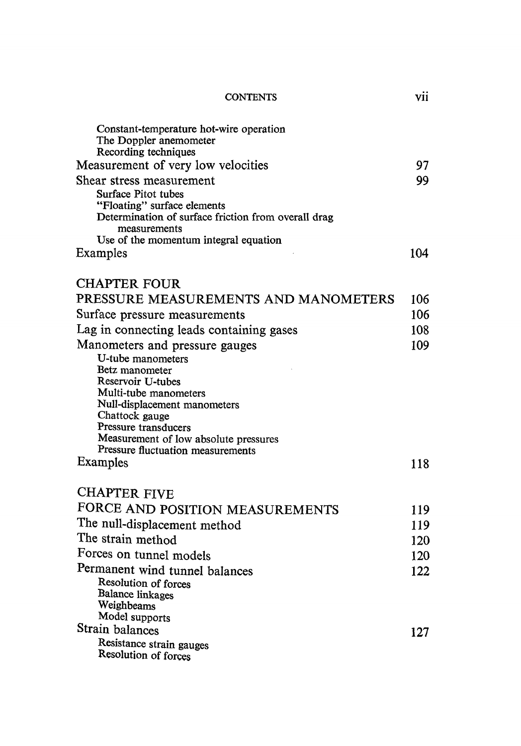Constant-temperature hot-wire operation
The Doppler anemometer
Recording techniques

Measurement of very low velocities 97

Shear stress measurement 99

Surface Pitot tubes
"Floating" surface elements
Determination of surface friction from overall drag measurements
Use of the momentum integral equation

Examples 104

## CHAPTER FOUR

## PRESSURE MEASUREMENTS AND MANOMETERS 106

Surface pressure measurements 106

Lag in connecting leads containing gases 108

Manometers and pressure gauges 109

U-tube manometers
Betz manometer
Reservoir U-tubes
Multi-tube manometers
Null-displacement manometers
Chattock gauge
Pressure transducers
Measurement of low absolute pressures
Pressure fluctuation measurements

Examples 118

## CHAPTER FIVE

## FORCE AND POSITION MEASUREMENTS 119

The null-displacement method 119

The strain method 120

Forces on tunnel models 120

Permanent wind tunnel balances 122

Resolution of forces
Balance linkages
Weighbeams
Model supports

Strain balances 127

Resistance strain gauges
Resolution of forces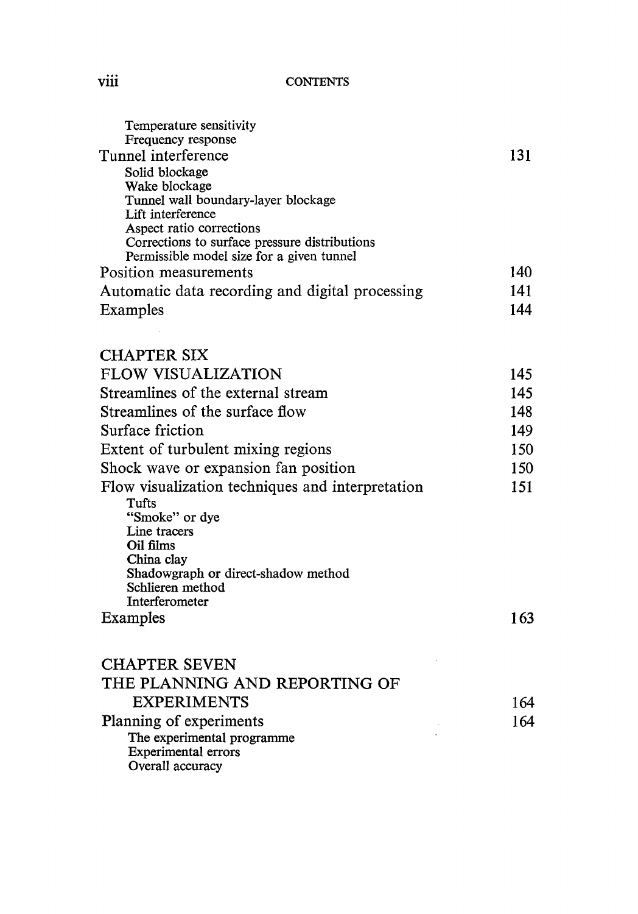Temperature sensitivity
Frequency response

| | |
|---|---|
| Tunnel interference | 131 |
| Solid blockage | |
| Wake blockage | |
| Tunnel wall boundary-layer blockage | |
| Lift interference | |
| Aspect ratio corrections | |
| Corrections to surface pressure distributions | |
| Permissible model size for a given tunnel | |
| Position measurements | 140 |
| Automatic data recording and digital processing | 141 |
| Examples | 144 |

## CHAPTER SIX
## FLOW VISUALIZATION 145

| | |
|---|---|
| Streamlines of the external stream | 145 |
| Streamlines of the surface flow | 148 |
| Surface friction | 149 |
| Extent of turbulent mixing regions | 150 |
| Shock wave or expansion fan position | 150 |
| Flow visualization techniques and interpretation | 151 |
| Tufts | |
| "Smoke" or dye | |
| Line tracers | |
| Oil films | |
| China clay | |
| Shadowgraph or direct-shadow method | |
| Schlieren method | |
| Interferometer | |
| Examples | 163 |

## CHAPTER SEVEN
## THE PLANNING AND REPORTING OF EXPERIMENTS 164

| | |
|---|---|
| Planning of experiments | 164 |
| The experimental programme | |
| Experimental errors | |
| Overall accuracy | |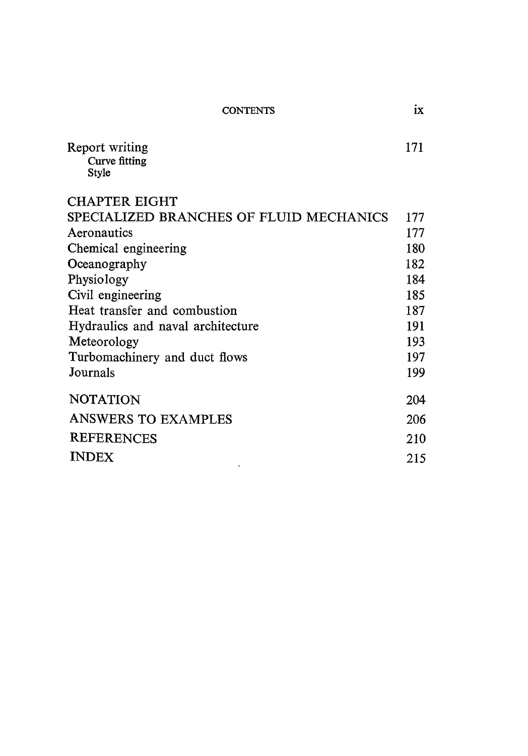| | |
|---|---|
| Report writing | 171 |
| Curve fitting | |
| Style | |

## CHAPTER EIGHT

## SPECIALIZED BRANCHES OF FLUID MECHANICS 177

| | |
|---|---|
| Aeronautics | 177 |
| Chemical engineering | 180 |
| Oceanography | 182 |
| Physiology | 184 |
| Civil engineering | 185 |
| Heat transfer and combustion | 187 |
| Hydraulics and naval architecture | 191 |
| Meteorology | 193 |
| Turbomachinery and duct flows | 197 |
| Journals | 199 |

| | |
|---|---|
| NOTATION | 204 |
| ANSWERS TO EXAMPLES | 206 |
| REFERENCES | 210 |
| INDEX | 215 |